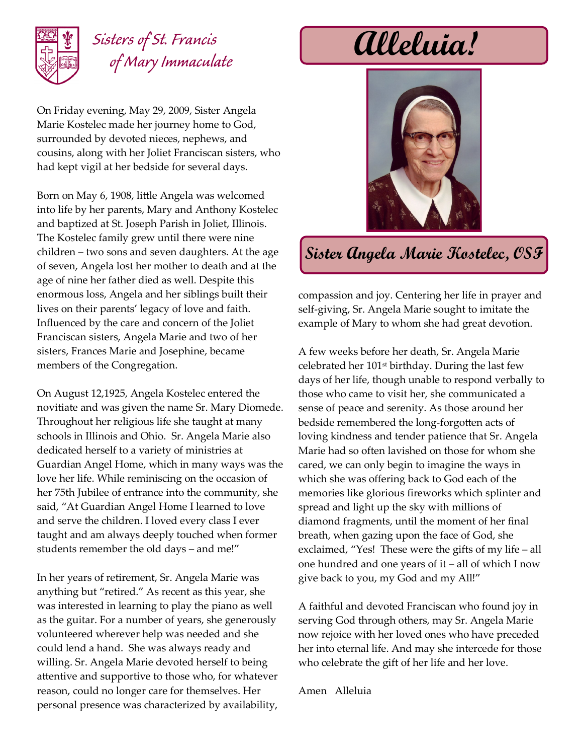Sisters of St. Francis of Mary Immaculate

# Alleluia!

## Sister Angela Marie Kostelec, OSF

On Friday evening, May 29, 2009, Sister Angela Marie Kostelec made her journey home to God, surrounded by devoted nieces, nephews, and cousins, along with her Joliet Franciscan sisters, who had kept vigil at her bedside for several days.

Born on May 6, 1908, little Angela was welcomed into life by her parents, Mary and Anthony Kostelec and baptized at St. Joseph Parish in Joliet, Illinois. The Kostelec family grew until there were nine children – two sons and seven daughters. At the age of seven, Angela lost her mother to death and at the age of nine her father died as well. Despite this enormous loss, Angela and her siblings built their lives on their parents' legacy of love and faith. Influenced by the care and concern of the Joliet Franciscan sisters, Angela Marie and two of her sisters, Frances Marie and Josephine, became members of the Congregation.

On August 12,1925, Angela Kostelec entered the novitiate and was given the name Sr. Mary Diomede. Throughout her religious life she taught at many schools in Illinois and Ohio. Sr. Angela Marie also dedicated herself to a variety of ministries at Guardian Angel Home, which in many ways was the love her life. While reminiscing on the occasion of her 75th Jubilee of entrance into the community, she said, "At Guardian Angel Home I learned to love and serve the children. I loved every class I ever taught and am always deeply touched when former students remember the old days – and me!"

In her years of retirement, Sr. Angela Marie was anything but "retired." As recent as this year, she was interested in learning to play the piano as well as the guitar. For a number of years, she generously volunteered wherever help was needed and she could lend a hand. She was always ready and willing. Sr. Angela Marie devoted herself to being attentive and supportive to those who, for whatever reason, could no longer care for themselves. Her personal presence was characterized by availability, compassion and joy. Centering her life in prayer and self-giving, Sr. Angela Marie sought to imitate the example of Mary to whom she had great devotion.

A few weeks before her death, Sr. Angela Marie celebrated her 101st birthday. During the last few days of her life, though unable to respond verbally to those who came to visit her, she communicated a sense of peace and serenity. As those around her bedside remembered the long-forgotten acts of loving kindness and tender patience that Sr. Angela Marie had so often lavished on those for whom she cared, we can only begin to imagine the ways in which she was offering back to God each of the memories like glorious fireworks which splinter and spread and light up the sky with millions of diamond fragments, until the moment of her final breath, when gazing upon the face of God, she exclaimed, "Yes! These were the gifts of my life – all one hundred and one years of it – all of which I now give back to you, my God and my All!"

A faithful and devoted Franciscan who found joy in serving God through others, may Sr. Angela Marie now rejoice with her loved ones who have preceded her into eternal life. And may she intercede for those who celebrate the gift of her life and her love.

Amen Alleluia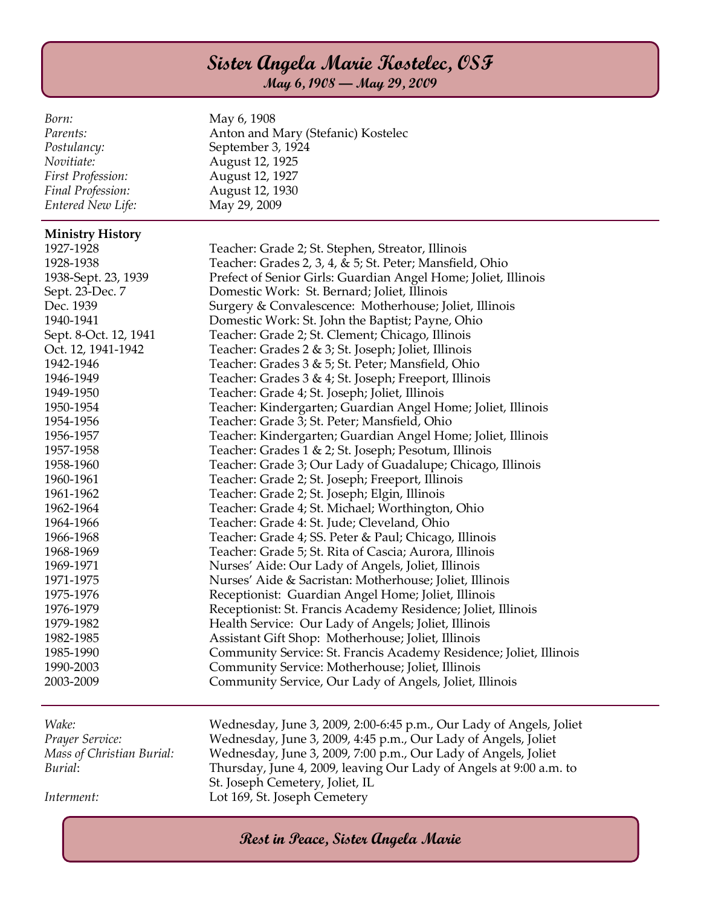# Sister Angela Marie Kostelec, OSF

**May 6, 1908 — May 29, 2009**

| | |
|---|---|
| *Born:* | May 6, 1908 |
| *Parents:* | Anton and Mary (Stefanic) Kostelec |
| *Postulancy:* | September 3, 1924 |
| *Novitiate:* | August 12, 1925 |
| *First Profession:* | August 12, 1927 |
| *Final Profession:* | August 12, 1930 |
| *Entered New Life:* | May 29, 2009 |

**Ministry History**

| | |
|---|---|
| 1927-1928 | Teacher: Grade 2; St. Stephen, Streator, Illinois |
| 1928-1938 | Teacher: Grades 2, 3, 4, & 5; St. Peter; Mansfield, Ohio |
| 1938-Sept. 23, 1939 | Prefect of Senior Girls: Guardian Angel Home; Joliet, Illinois |
| Sept. 23-Dec. 7 | Domestic Work: St. Bernard; Joliet, Illinois |
| Dec. 1939 | Surgery & Convalescence: Motherhouse; Joliet, Illinois |
| 1940-1941 | Domestic Work: St. John the Baptist; Payne, Ohio |
| Sept. 8-Oct. 12, 1941 | Teacher: Grade 2; St. Clement; Chicago, Illinois |
| Oct. 12, 1941-1942 | Teacher: Grades 2 & 3; St. Joseph; Joliet, Illinois |
| 1942-1946 | Teacher: Grades 3 & 5; St. Peter; Mansfield, Ohio |
| 1946-1949 | Teacher: Grades 3 & 4; St. Joseph; Freeport, Illinois |
| 1949-1950 | Teacher: Grade 4; St. Joseph; Joliet, Illinois |
| 1950-1954 | Teacher: Kindergarten; Guardian Angel Home; Joliet, Illinois |
| 1954-1956 | Teacher: Grade 3; St. Peter; Mansfield, Ohio |
| 1956-1957 | Teacher: Kindergarten; Guardian Angel Home; Joliet, Illinois |
| 1957-1958 | Teacher: Grades 1 & 2; St. Joseph; Pesotum, Illinois |
| 1958-1960 | Teacher: Grade 3; Our Lady of Guadalupe; Chicago, Illinois |
| 1960-1961 | Teacher: Grade 2; St. Joseph; Freeport, Illinois |
| 1961-1962 | Teacher: Grade 2; St. Joseph; Elgin, Illinois |
| 1962-1964 | Teacher: Grade 4; St. Michael; Worthington, Ohio |
| 1964-1966 | Teacher: Grade 4: St. Jude; Cleveland, Ohio |
| 1966-1968 | Teacher: Grade 4; SS. Peter & Paul; Chicago, Illinois |
| 1968-1969 | Teacher: Grade 5; St. Rita of Cascia; Aurora, Illinois |
| 1969-1971 | Nurses' Aide: Our Lady of Angels, Joliet, Illinois |
| 1971-1975 | Nurses' Aide & Sacristan: Motherhouse; Joliet, Illinois |
| 1975-1976 | Receptionist: Guardian Angel Home; Joliet, Illinois |
| 1976-1979 | Receptionist: St. Francis Academy Residence; Joliet, Illinois |
| 1979-1982 | Health Service: Our Lady of Angels; Joliet, Illinois |
| 1982-1985 | Assistant Gift Shop: Motherhouse; Joliet, Illinois |
| 1985-1990 | Community Service: St. Francis Academy Residence; Joliet, Illinois |
| 1990-2003 | Community Service: Motherhouse; Joliet, Illinois |
| 2003-2009 | Community Service, Our Lady of Angels, Joliet, Illinois |

| | |
|---|---|
| *Wake:* | Wednesday, June 3, 2009, 2:00-6:45 p.m., Our Lady of Angels, Joliet |
| *Prayer Service:* | Wednesday, June 3, 2009, 4:45 p.m., Our Lady of Angels, Joliet |
| *Mass of Christian Burial:* | Wednesday, June 3, 2009, 7:00 p.m., Our Lady of Angels, Joliet |
| *Burial:* | Thursday, June 4, 2009, leaving Our Lady of Angels at 9:00 a.m. to St. Joseph Cemetery, Joliet, IL |
| *Interment:* | Lot 169, St. Joseph Cemetery |

**Rest in Peace, Sister Angela Marie**